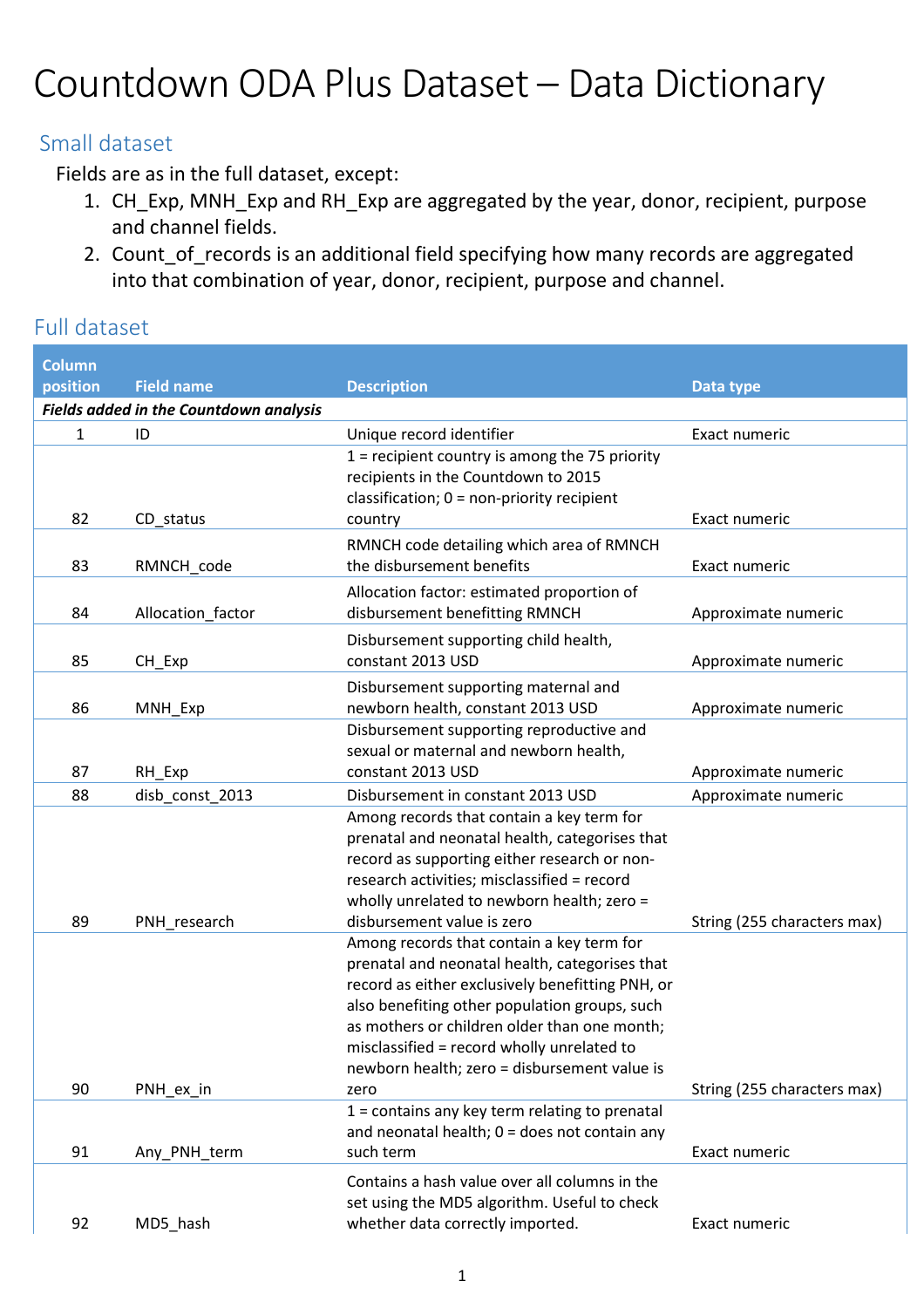# Countdown ODA Plus Dataset – Data Dictionary

## Small dataset

Fields are as in the full dataset, except:

1. CH_Exp, MNH_Exp and RH_Exp are aggregated by the year, donor, recipient, purpose and channel fields.
2. Count_of_records is an additional field specifying how many records are aggregated into that combination of year, donor, recipient, purpose and channel.

## Full dataset

| Column position | Field name | Description | Data type |
|---|---|---|---|
| ***Fields added in the Countdown analysis*** | | | |
| 1 | ID | Unique record identifier | Exact numeric |
| 82 | CD_status | 1 = recipient country is among the 75 priority recipients in the Countdown to 2015 classification; 0 = non-priority recipient country | Exact numeric |
| 83 | RMNCH_code | RMNCH code detailing which area of RMNCH the disbursement benefits | Exact numeric |
| 84 | Allocation_factor | Allocation factor: estimated proportion of disbursement benefitting RMNCH | Approximate numeric |
| 85 | CH_Exp | Disbursement supporting child health, constant 2013 USD | Approximate numeric |
| 86 | MNH_Exp | Disbursement supporting maternal and newborn health, constant 2013 USD | Approximate numeric |
| 87 | RH_Exp | Disbursement supporting reproductive and sexual or maternal and newborn health, constant 2013 USD | Approximate numeric |
| 88 | disb_const_2013 | Disbursement in constant 2013 USD | Approximate numeric |
| 89 | PNH_research | Among records that contain a key term for prenatal and neonatal health, categorises that record as supporting either research or non-research activities; misclassified = record wholly unrelated to newborn health; zero = disbursement value is zero | String (255 characters max) |
| 90 | PNH_ex_in | Among records that contain a key term for prenatal and neonatal health, categorises that record as either exclusively benefitting PNH, or also benefiting other population groups, such as mothers or children older than one month; misclassified = record wholly unrelated to newborn health; zero = disbursement value is zero | String (255 characters max) |
| 91 | Any_PNH_term | 1 = contains any key term relating to prenatal and neonatal health; 0 = does not contain any such term | Exact numeric |
| 92 | MD5_hash | Contains a hash value over all columns in the set using the MD5 algorithm. Useful to check whether data correctly imported. | Exact numeric |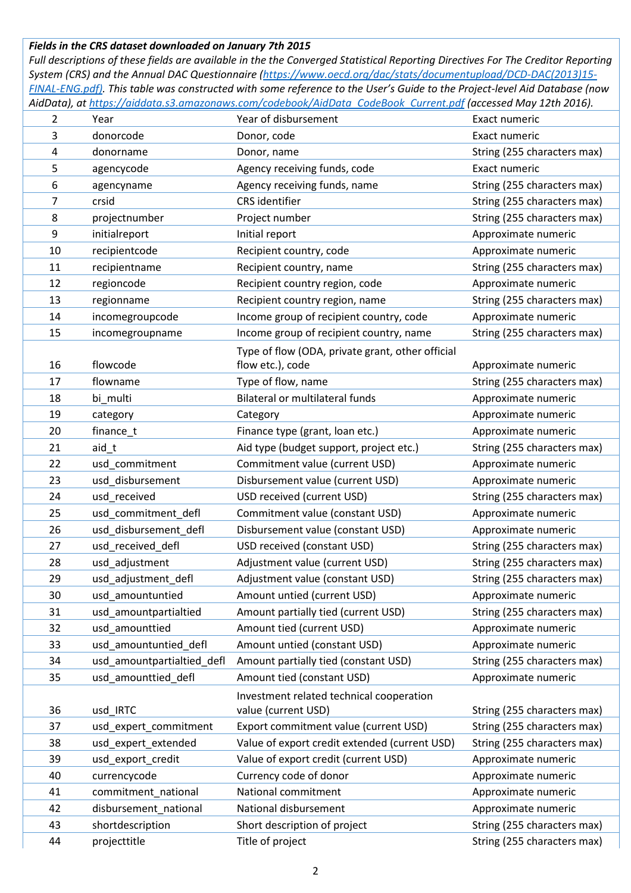***Fields in the CRS dataset downloaded on January 7th 2015***

*Full descriptions of these fields are available in the the Converged Statistical Reporting Directives For The Creditor Reporting System (CRS) and the Annual DAC Questionnaire ([https://www.oecd.org/dac/stats/documentupload/DCD-DAC(2013)15-FINAL-ENG.pdf](https://www.oecd.org/dac/stats/documentupload/DCD-DAC(2013)15-FINAL-ENG.pdf)). This table was constructed with some reference to the User's Guide to the Project-level Aid Database (now AidData), at [https://aiddata.s3.amazonaws.com/codebook/AidData_CodeBook_Current.pdf](https://aiddata.s3.amazonaws.com/codebook/AidData_CodeBook_Current.pdf) (accessed May 12th 2016).*

| | | | |
|---|---|---|---|
| 2 | Year | Year of disbursement | Exact numeric |
| 3 | donorcode | Donor, code | Exact numeric |
| 4 | donorname | Donor, name | String (255 characters max) |
| 5 | agencycode | Agency receiving funds, code | Exact numeric |
| 6 | agencyname | Agency receiving funds, name | String (255 characters max) |
| 7 | crsid | CRS identifier | String (255 characters max) |
| 8 | projectnumber | Project number | String (255 characters max) |
| 9 | initialreport | Initial report | Approximate numeric |
| 10 | recipientcode | Recipient country, code | Approximate numeric |
| 11 | recipientname | Recipient country, name | String (255 characters max) |
| 12 | regioncode | Recipient country region, code | Approximate numeric |
| 13 | regionname | Recipient country region, name | String (255 characters max) |
| 14 | incomegroupcode | Income group of recipient country, code | Approximate numeric |
| 15 | incomegroupname | Income group of recipient country, name | String (255 characters max) |
| 16 | flowcode | Type of flow (ODA, private grant, other official flow etc.), code | Approximate numeric |
| 17 | flowname | Type of flow, name | String (255 characters max) |
| 18 | bi_multi | Bilateral or multilateral funds | Approximate numeric |
| 19 | category | Category | Approximate numeric |
| 20 | finance_t | Finance type (grant, loan etc.) | Approximate numeric |
| 21 | aid_t | Aid type (budget support, project etc.) | String (255 characters max) |
| 22 | usd_commitment | Commitment value (current USD) | Approximate numeric |
| 23 | usd_disbursement | Disbursement value (current USD) | Approximate numeric |
| 24 | usd_received | USD received (current USD) | String (255 characters max) |
| 25 | usd_commitment_defl | Commitment value (constant USD) | Approximate numeric |
| 26 | usd_disbursement_defl | Disbursement value (constant USD) | Approximate numeric |
| 27 | usd_received_defl | USD received (constant USD) | String (255 characters max) |
| 28 | usd_adjustment | Adjustment value (current USD) | String (255 characters max) |
| 29 | usd_adjustment_defl | Adjustment value (constant USD) | String (255 characters max) |
| 30 | usd_amountuntied | Amount untied (current USD) | Approximate numeric |
| 31 | usd_amountpartialtied | Amount partially tied (current USD) | String (255 characters max) |
| 32 | usd_amounttied | Amount tied (current USD) | Approximate numeric |
| 33 | usd_amountuntied_defl | Amount untied (constant USD) | Approximate numeric |
| 34 | usd_amountpartialtied_defl | Amount partially tied (constant USD) | String (255 characters max) |
| 35 | usd_amounttied_defl | Amount tied (constant USD) | Approximate numeric |
| 36 | usd_IRTC | Investment related technical cooperation value (current USD) | String (255 characters max) |
| 37 | usd_expert_commitment | Export commitment value (current USD) | String (255 characters max) |
| 38 | usd_expert_extended | Value of export credit extended (current USD) | String (255 characters max) |
| 39 | usd_export_credit | Value of export credit (current USD) | Approximate numeric |
| 40 | currencycode | Currency code of donor | Approximate numeric |
| 41 | commitment_national | National commitment | Approximate numeric |
| 42 | disbursement_national | National disbursement | Approximate numeric |
| 43 | shortdescription | Short description of project | String (255 characters max) |
| 44 | projecttitle | Title of project | String (255 characters max) |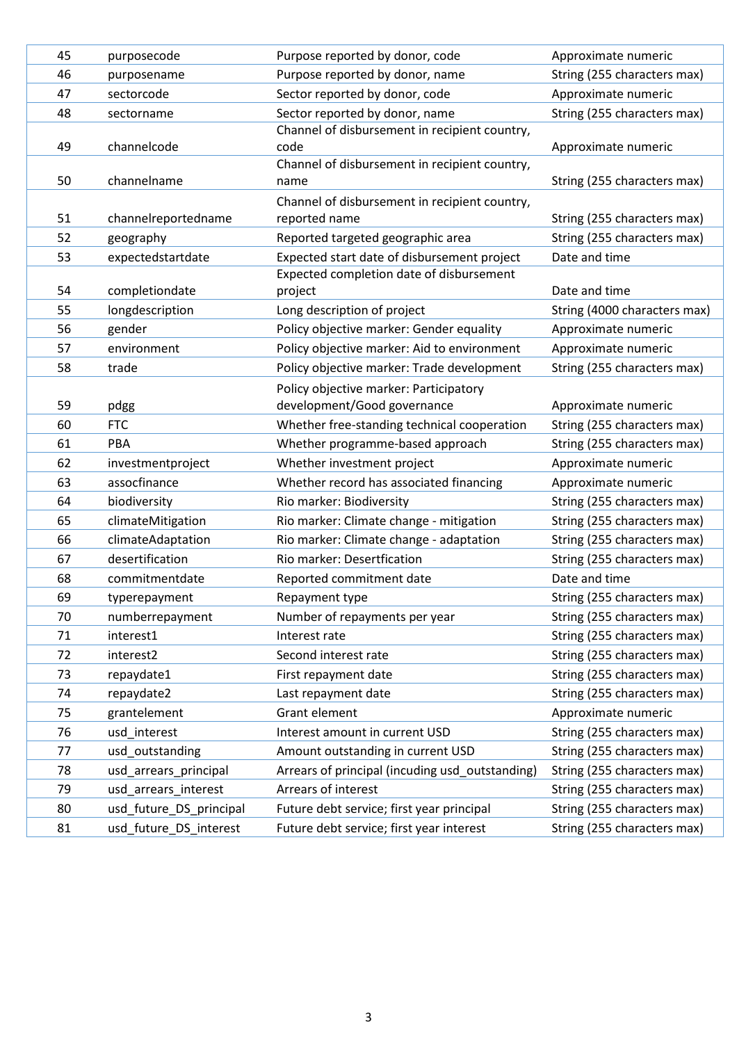| | | | |
|---|---|---|---|
| 45 | purposecode | Purpose reported by donor, code | Approximate numeric |
| 46 | purposename | Purpose reported by donor, name | String (255 characters max) |
| 47 | sectorcode | Sector reported by donor, code | Approximate numeric |
| 48 | sectorname | Sector reported by donor, name | String (255 characters max) |
| 49 | channelcode | Channel of disbursement in recipient country, code | Approximate numeric |
| 50 | channelname | Channel of disbursement in recipient country, name | String (255 characters max) |
| 51 | channelreportedname | Channel of disbursement in recipient country, reported name | String (255 characters max) |
| 52 | geography | Reported targeted geographic area | String (255 characters max) |
| 53 | expectedstartdate | Expected start date of disbursement project | Date and time |
| 54 | completiondate | Expected completion date of disbursement project | Date and time |
| 55 | longdescription | Long description of project | String (4000 characters max) |
| 56 | gender | Policy objective marker: Gender equality | Approximate numeric |
| 57 | environment | Policy objective marker: Aid to environment | Approximate numeric |
| 58 | trade | Policy objective marker: Trade development | String (255 characters max) |
| 59 | pdgg | Policy objective marker: Participatory development/Good governance | Approximate numeric |
| 60 | FTC | Whether free-standing technical cooperation | String (255 characters max) |
| 61 | PBA | Whether programme-based approach | String (255 characters max) |
| 62 | investmentproject | Whether investment project | Approximate numeric |
| 63 | assocfinance | Whether record has associated financing | Approximate numeric |
| 64 | biodiversity | Rio marker: Biodiversity | String (255 characters max) |
| 65 | climateMitigation | Rio marker: Climate change - mitigation | String (255 characters max) |
| 66 | climateAdaptation | Rio marker: Climate change - adaptation | String (255 characters max) |
| 67 | desertification | Rio marker: Desertfication | String (255 characters max) |
| 68 | commitmentdate | Reported commitment date | Date and time |
| 69 | typerepayment | Repayment type | String (255 characters max) |
| 70 | numberrepayment | Number of repayments per year | String (255 characters max) |
| 71 | interest1 | Interest rate | String (255 characters max) |
| 72 | interest2 | Second interest rate | String (255 characters max) |
| 73 | repaydate1 | First repayment date | String (255 characters max) |
| 74 | repaydate2 | Last repayment date | String (255 characters max) |
| 75 | grantelement | Grant element | Approximate numeric |
| 76 | usd_interest | Interest amount in current USD | String (255 characters max) |
| 77 | usd_outstanding | Amount outstanding in current USD | String (255 characters max) |
| 78 | usd_arrears_principal | Arrears of principal (incuding usd_outstanding) | String (255 characters max) |
| 79 | usd_arrears_interest | Arrears of interest | String (255 characters max) |
| 80 | usd_future_DS_principal | Future debt service; first year principal | String (255 characters max) |
| 81 | usd_future_DS_interest | Future debt service; first year interest | String (255 characters max) |